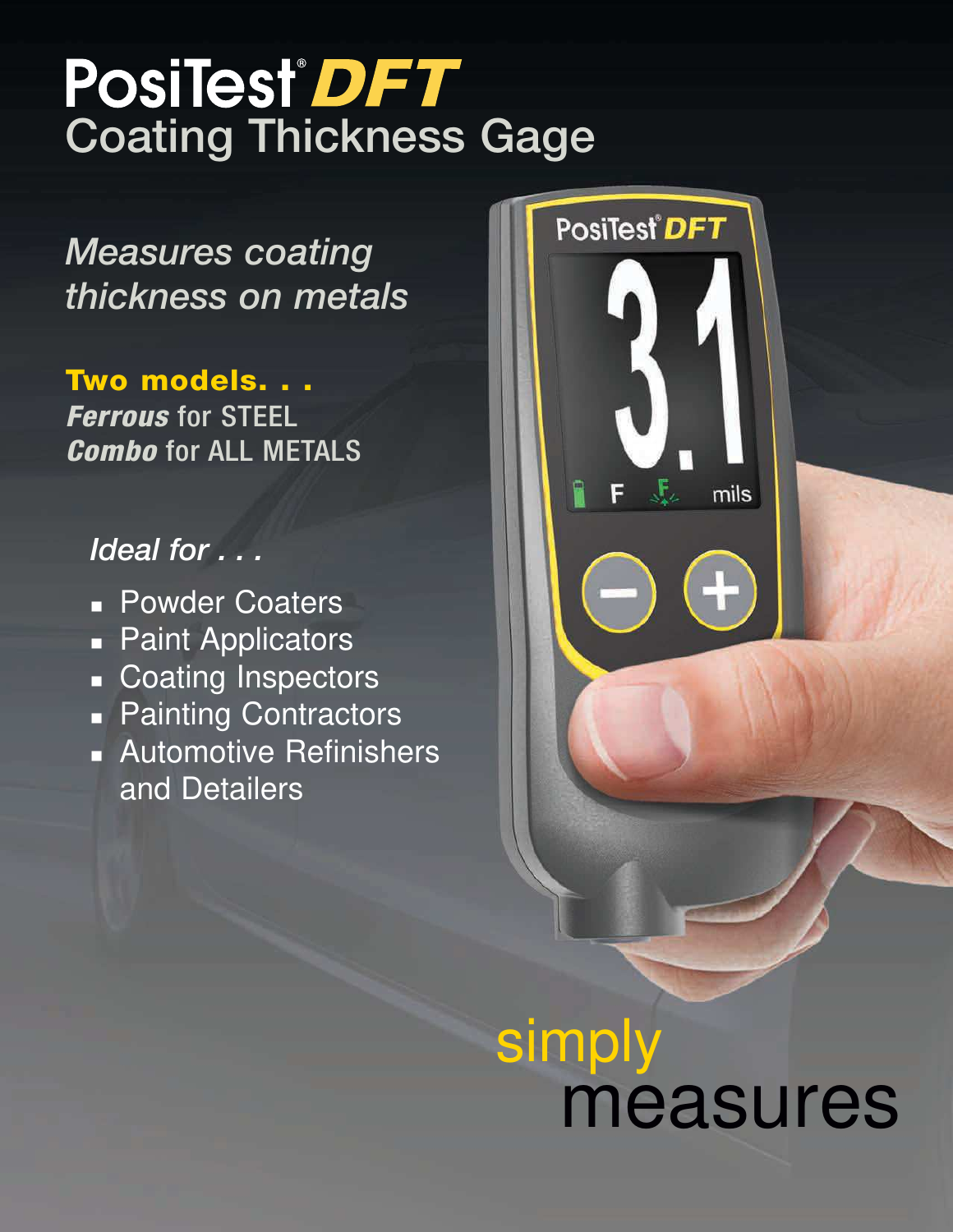# PosiTest® *DFT*
## Coating Thickness Gage

*Measures coating thickness on metals*

**Two models. . .**
***Ferrous*** for STEEL
***Combo*** for ALL METALS

*Ideal for . . .*

- Powder Coaters
- Paint Applicators
- Coating Inspectors
- Painting Contractors
- Automotive Refinishers and Detailers

simply measures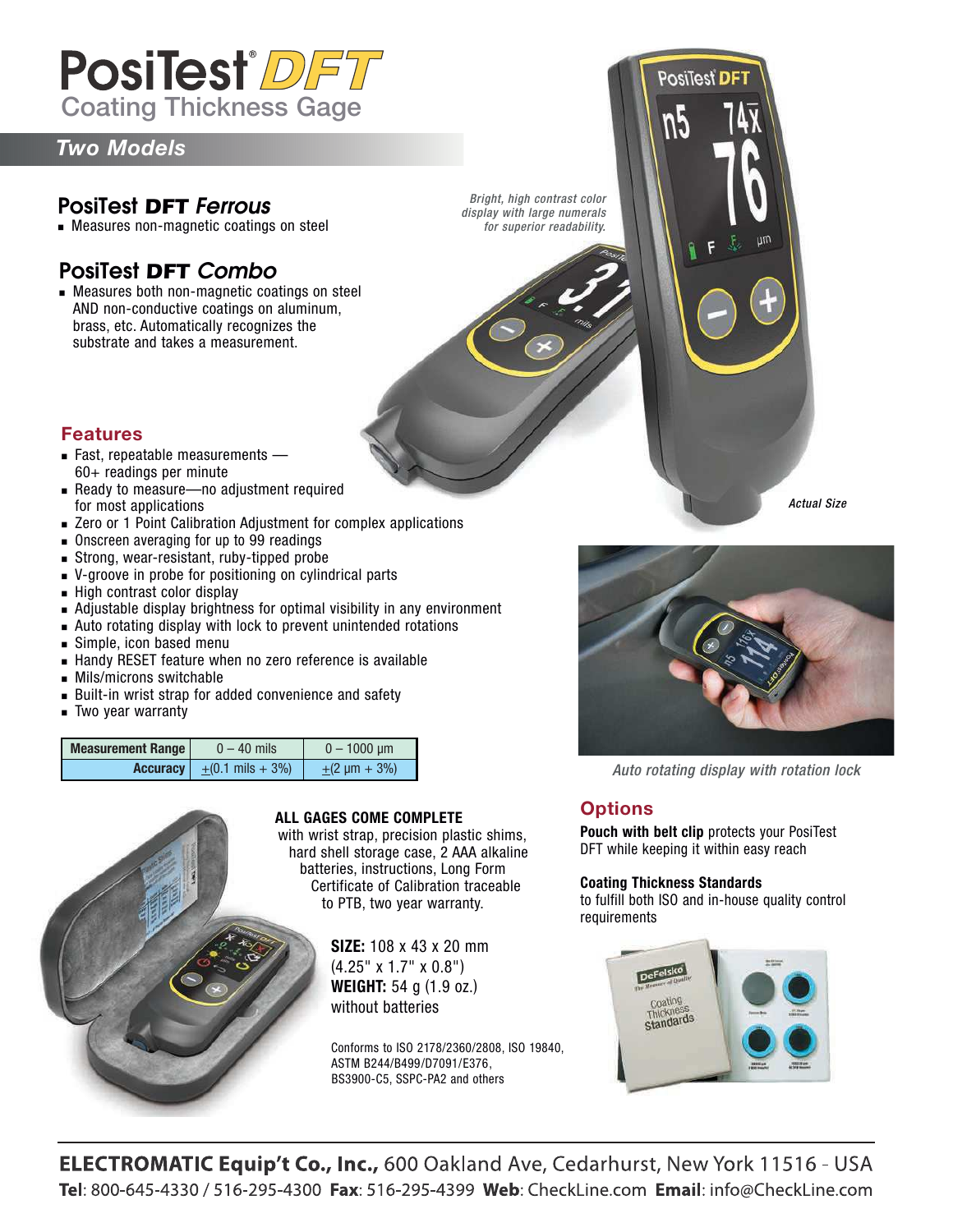# PosiTest® DFT
## Coating Thickness Gage

### *Two Models*

### PosiTest DFT *Ferrous*

- Measures non-magnetic coatings on steel

### PosiTest DFT *Combo*

- Measures both non-magnetic coatings on steel AND non-conductive coatings on aluminum, brass, etc. Automatically recognizes the substrate and takes a measurement.

*Bright, high contrast color display with large numerals for superior readability.*

*Actual Size*

## Features

- Fast, repeatable measurements — 60+ readings per minute
- Ready to measure—no adjustment required for most applications
- Zero or 1 Point Calibration Adjustment for complex applications
- Onscreen averaging for up to 99 readings
- Strong, wear-resistant, ruby-tipped probe
- V-groove in probe for positioning on cylindrical parts
- High contrast color display
- Adjustable display brightness for optimal visibility in any environment
- Auto rotating display with lock to prevent unintended rotations
- Simple, icon based menu
- Handy RESET feature when no zero reference is available
- Mils/microns switchable
- Built-in wrist strap for added convenience and safety
- Two year warranty

| | | |
|---|---|---|
| **Measurement Range** | 0 – 40 mils | 0 – 1000 µm |
| **Accuracy** | ±(0.1 mils + 3%) | ±(2 µm + 3%) |

*Auto rotating display with rotation lock*

**ALL GAGES COME COMPLETE** with wrist strap, precision plastic shims, hard shell storage case, 2 AAA alkaline batteries, instructions, Long Form Certificate of Calibration traceable to PTB, two year warranty.

**SIZE:** 108 x 43 x 20 mm (4.25" x 1.7" x 0.8")
**WEIGHT:** 54 g (1.9 oz.) without batteries

Conforms to ISO 2178/2360/2808, ISO 19840, ASTM B244/B499/D7091/E376, BS3900-C5, SSPC-PA2 and others

## Options

**Pouch with belt clip** protects your PosiTest DFT while keeping it within easy reach

**Coating Thickness Standards** to fulfill both ISO and in-house quality control requirements

**ELECTROMATIC Equip't Co., Inc.,** 600 Oakland Ave, Cedarhurst, New York 11516 - USA
**Tel**: 800-645-4330 / 516-295-4300 **Fax**: 516-295-4399 **Web**: CheckLine.com **Email**: info@CheckLine.com